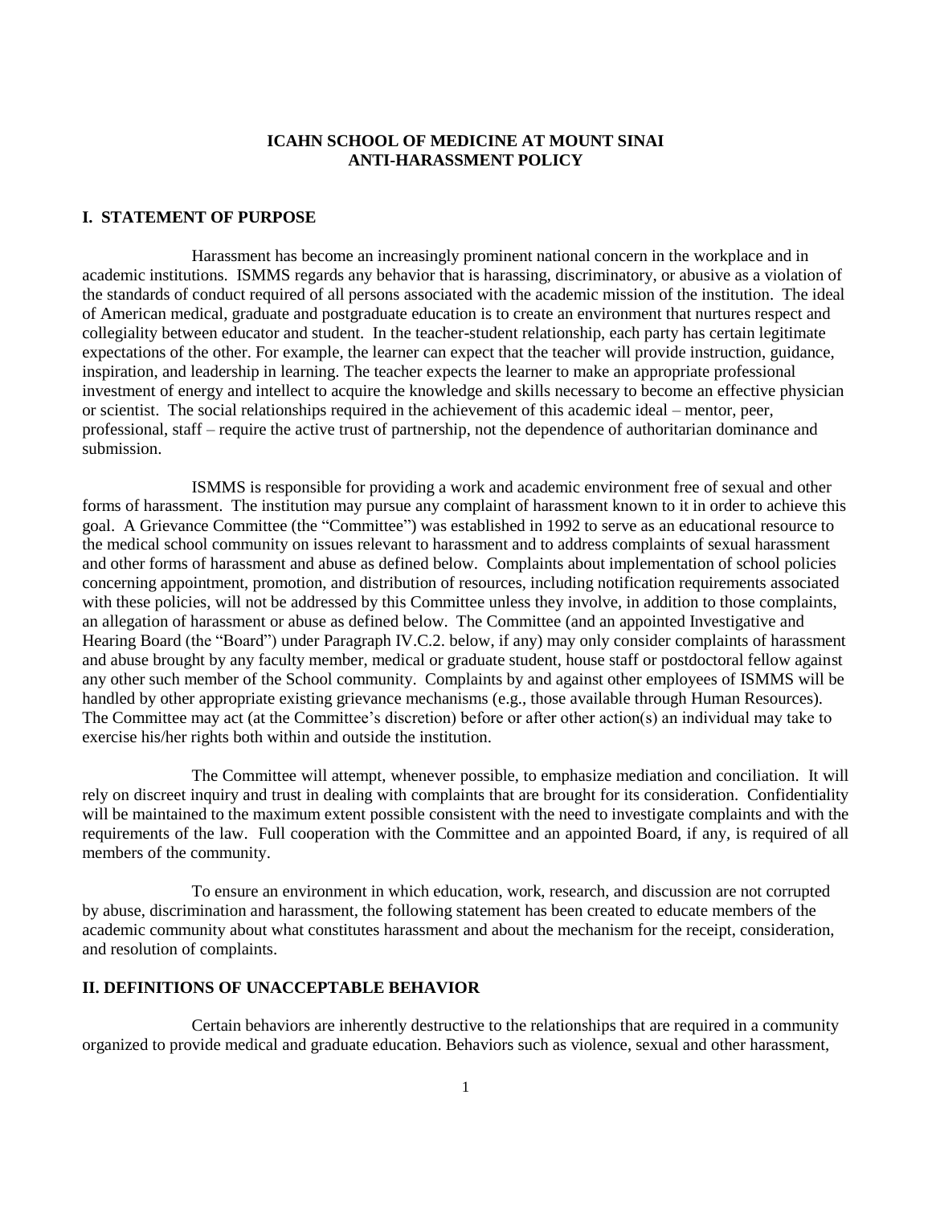# ICAHN SCHOOL OF MEDICINE AT MOUNT SINAI
# ANTI-HARASSMENT POLICY

## I. STATEMENT OF PURPOSE

Harassment has become an increasingly prominent national concern in the workplace and in academic institutions. ISMMS regards any behavior that is harassing, discriminatory, or abusive as a violation of the standards of conduct required of all persons associated with the academic mission of the institution. The ideal of American medical, graduate and postgraduate education is to create an environment that nurtures respect and collegiality between educator and student. In the teacher-student relationship, each party has certain legitimate expectations of the other. For example, the learner can expect that the teacher will provide instruction, guidance, inspiration, and leadership in learning. The teacher expects the learner to make an appropriate professional investment of energy and intellect to acquire the knowledge and skills necessary to become an effective physician or scientist. The social relationships required in the achievement of this academic ideal – mentor, peer, professional, staff – require the active trust of partnership, not the dependence of authoritarian dominance and submission.

ISMMS is responsible for providing a work and academic environment free of sexual and other forms of harassment. The institution may pursue any complaint of harassment known to it in order to achieve this goal. A Grievance Committee (the "Committee") was established in 1992 to serve as an educational resource to the medical school community on issues relevant to harassment and to address complaints of sexual harassment and other forms of harassment and abuse as defined below. Complaints about implementation of school policies concerning appointment, promotion, and distribution of resources, including notification requirements associated with these policies, will not be addressed by this Committee unless they involve, in addition to those complaints, an allegation of harassment or abuse as defined below. The Committee (and an appointed Investigative and Hearing Board (the "Board") under Paragraph IV.C.2. below, if any) may only consider complaints of harassment and abuse brought by any faculty member, medical or graduate student, house staff or postdoctoral fellow against any other such member of the School community. Complaints by and against other employees of ISMMS will be handled by other appropriate existing grievance mechanisms (e.g., those available through Human Resources). The Committee may act (at the Committee's discretion) before or after other action(s) an individual may take to exercise his/her rights both within and outside the institution.

The Committee will attempt, whenever possible, to emphasize mediation and conciliation. It will rely on discreet inquiry and trust in dealing with complaints that are brought for its consideration. Confidentiality will be maintained to the maximum extent possible consistent with the need to investigate complaints and with the requirements of the law. Full cooperation with the Committee and an appointed Board, if any, is required of all members of the community.

To ensure an environment in which education, work, research, and discussion are not corrupted by abuse, discrimination and harassment, the following statement has been created to educate members of the academic community about what constitutes harassment and about the mechanism for the receipt, consideration, and resolution of complaints.

## II. DEFINITIONS OF UNACCEPTABLE BEHAVIOR

Certain behaviors are inherently destructive to the relationships that are required in a community organized to provide medical and graduate education. Behaviors such as violence, sexual and other harassment,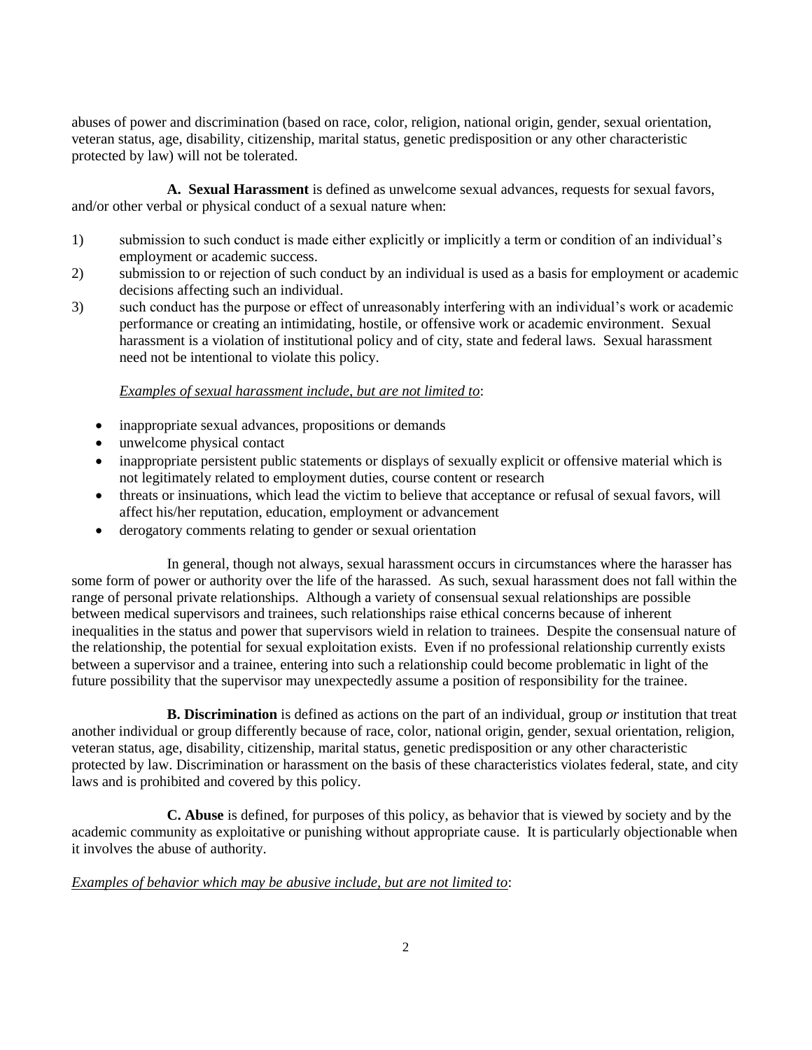abuses of power and discrimination (based on race, color, religion, national origin, gender, sexual orientation, veteran status, age, disability, citizenship, marital status, genetic predisposition or any other characteristic protected by law) will not be tolerated.

**A. Sexual Harassment** is defined as unwelcome sexual advances, requests for sexual favors, and/or other verbal or physical conduct of a sexual nature when:

1) submission to such conduct is made either explicitly or implicitly a term or condition of an individual's employment or academic success.
2) submission to or rejection of such conduct by an individual is used as a basis for employment or academic decisions affecting such an individual.
3) such conduct has the purpose or effect of unreasonably interfering with an individual's work or academic performance or creating an intimidating, hostile, or offensive work or academic environment. Sexual harassment is a violation of institutional policy and of city, state and federal laws. Sexual harassment need not be intentional to violate this policy.

*Examples of sexual harassment include, but are not limited to*:

- inappropriate sexual advances, propositions or demands
- unwelcome physical contact
- inappropriate persistent public statements or displays of sexually explicit or offensive material which is not legitimately related to employment duties, course content or research
- threats or insinuations, which lead the victim to believe that acceptance or refusal of sexual favors, will affect his/her reputation, education, employment or advancement
- derogatory comments relating to gender or sexual orientation

In general, though not always, sexual harassment occurs in circumstances where the harasser has some form of power or authority over the life of the harassed. As such, sexual harassment does not fall within the range of personal private relationships. Although a variety of consensual sexual relationships are possible between medical supervisors and trainees, such relationships raise ethical concerns because of inherent inequalities in the status and power that supervisors wield in relation to trainees. Despite the consensual nature of the relationship, the potential for sexual exploitation exists. Even if no professional relationship currently exists between a supervisor and a trainee, entering into such a relationship could become problematic in light of the future possibility that the supervisor may unexpectedly assume a position of responsibility for the trainee.

**B. Discrimination** is defined as actions on the part of an individual, group *or* institution that treat another individual or group differently because of race, color, national origin, gender, sexual orientation, religion, veteran status, age, disability, citizenship, marital status, genetic predisposition or any other characteristic protected by law. Discrimination or harassment on the basis of these characteristics violates federal, state, and city laws and is prohibited and covered by this policy.

**C. Abuse** is defined, for purposes of this policy, as behavior that is viewed by society and by the academic community as exploitative or punishing without appropriate cause. It is particularly objectionable when it involves the abuse of authority.

*Examples of behavior which may be abusive include, but are not limited to*: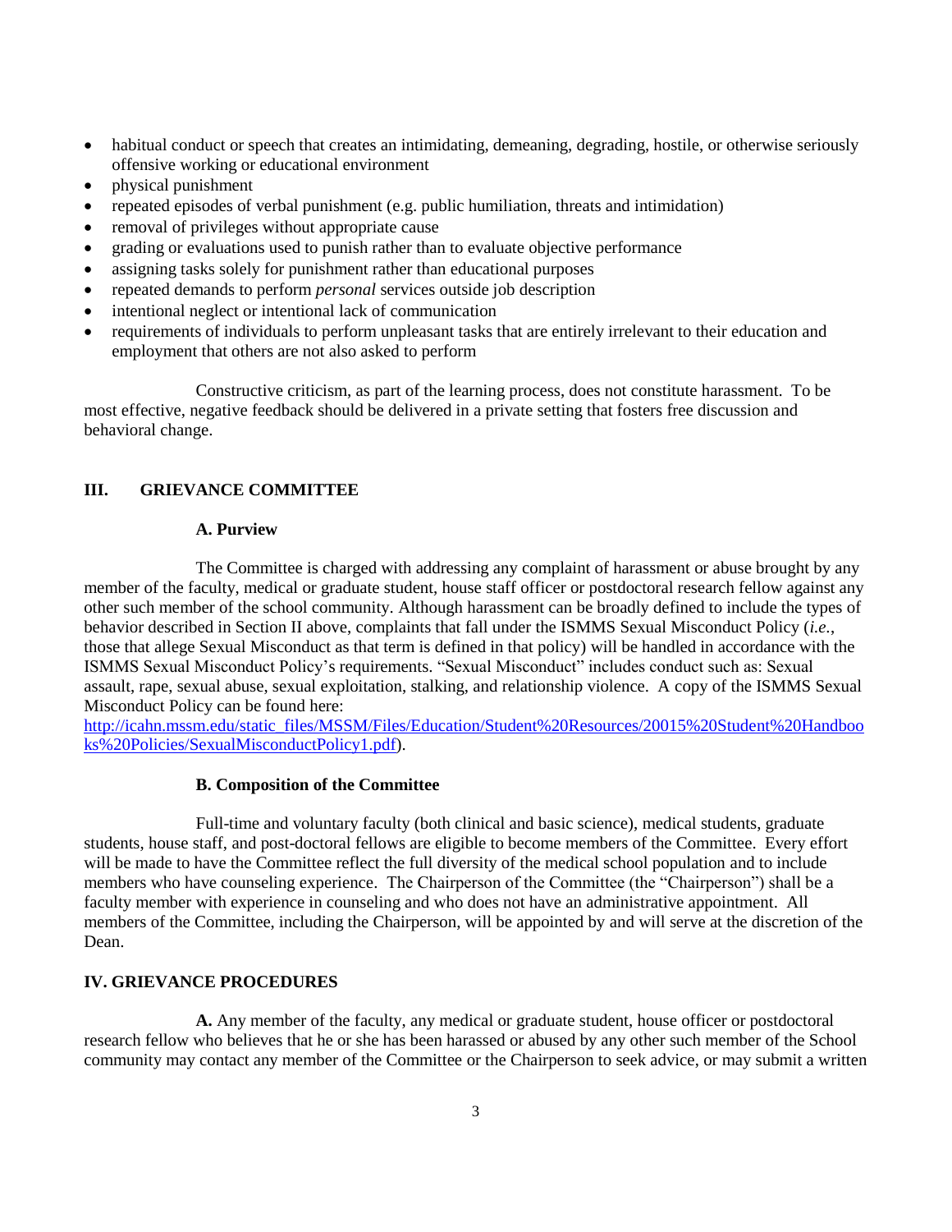- habitual conduct or speech that creates an intimidating, demeaning, degrading, hostile, or otherwise seriously offensive working or educational environment
- physical punishment
- repeated episodes of verbal punishment (e.g. public humiliation, threats and intimidation)
- removal of privileges without appropriate cause
- grading or evaluations used to punish rather than to evaluate objective performance
- assigning tasks solely for punishment rather than educational purposes
- repeated demands to perform *personal* services outside job description
- intentional neglect or intentional lack of communication
- requirements of individuals to perform unpleasant tasks that are entirely irrelevant to their education and employment that others are not also asked to perform

Constructive criticism, as part of the learning process, does not constitute harassment. To be most effective, negative feedback should be delivered in a private setting that fosters free discussion and behavioral change.

## III. GRIEVANCE COMMITTEE

### A. Purview

The Committee is charged with addressing any complaint of harassment or abuse brought by any member of the faculty, medical or graduate student, house staff officer or postdoctoral research fellow against any other such member of the school community. Although harassment can be broadly defined to include the types of behavior described in Section II above, complaints that fall under the ISMMS Sexual Misconduct Policy (*i.e.*, those that allege Sexual Misconduct as that term is defined in that policy) will be handled in accordance with the ISMMS Sexual Misconduct Policy's requirements. "Sexual Misconduct" includes conduct such as: Sexual assault, rape, sexual abuse, sexual exploitation, stalking, and relationship violence. A copy of the ISMMS Sexual Misconduct Policy can be found here: [http://icahn.mssm.edu/static_files/MSSM/Files/Education/Student%20Resources/20015%20Student%20Handbooks%20Policies/SexualMisconductPolicy1.pdf](http://icahn.mssm.edu/static_files/MSSM/Files/Education/Student%20Resources/20015%20Student%20Handbooks%20Policies/SexualMisconductPolicy1.pdf)).

### B. Composition of the Committee

Full-time and voluntary faculty (both clinical and basic science), medical students, graduate students, house staff, and post-doctoral fellows are eligible to become members of the Committee. Every effort will be made to have the Committee reflect the full diversity of the medical school population and to include members who have counseling experience. The Chairperson of the Committee (the "Chairperson") shall be a faculty member with experience in counseling and who does not have an administrative appointment. All members of the Committee, including the Chairperson, will be appointed by and will serve at the discretion of the Dean.

## IV. GRIEVANCE PROCEDURES

**A.** Any member of the faculty, any medical or graduate student, house officer or postdoctoral research fellow who believes that he or she has been harassed or abused by any other such member of the School community may contact any member of the Committee or the Chairperson to seek advice, or may submit a written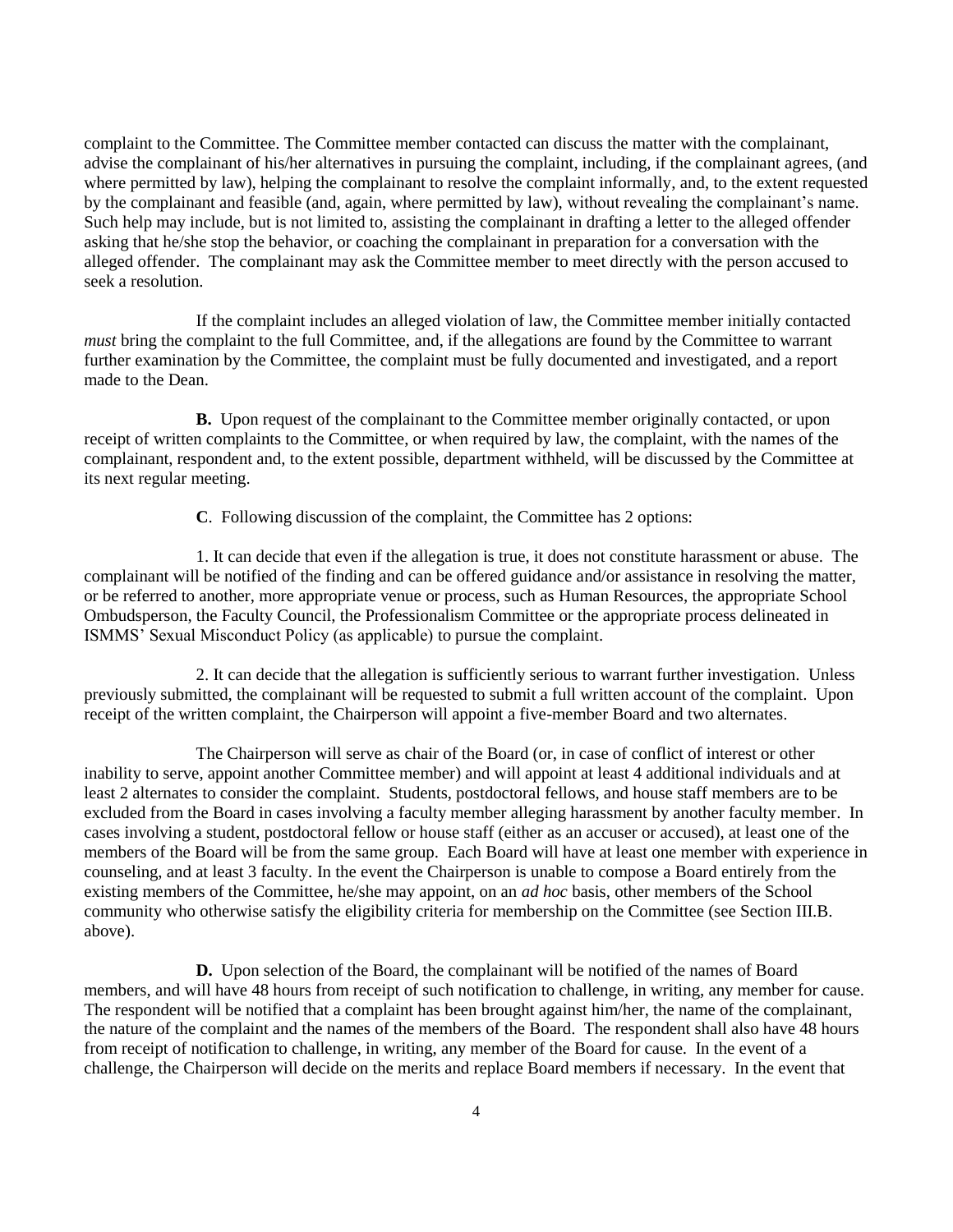complaint to the Committee. The Committee member contacted can discuss the matter with the complainant, advise the complainant of his/her alternatives in pursuing the complaint, including, if the complainant agrees, (and where permitted by law), helping the complainant to resolve the complaint informally, and, to the extent requested by the complainant and feasible (and, again, where permitted by law), without revealing the complainant's name. Such help may include, but is not limited to, assisting the complainant in drafting a letter to the alleged offender asking that he/she stop the behavior, or coaching the complainant in preparation for a conversation with the alleged offender. The complainant may ask the Committee member to meet directly with the person accused to seek a resolution.

If the complaint includes an alleged violation of law, the Committee member initially contacted *must* bring the complaint to the full Committee, and, if the allegations are found by the Committee to warrant further examination by the Committee, the complaint must be fully documented and investigated, and a report made to the Dean.

**B.** Upon request of the complainant to the Committee member originally contacted, or upon receipt of written complaints to the Committee, or when required by law, the complaint, with the names of the complainant, respondent and, to the extent possible, department withheld, will be discussed by the Committee at its next regular meeting.

**C**. Following discussion of the complaint, the Committee has 2 options:

1. It can decide that even if the allegation is true, it does not constitute harassment or abuse. The complainant will be notified of the finding and can be offered guidance and/or assistance in resolving the matter, or be referred to another, more appropriate venue or process, such as Human Resources, the appropriate School Ombudsperson, the Faculty Council, the Professionalism Committee or the appropriate process delineated in ISMMS' Sexual Misconduct Policy (as applicable) to pursue the complaint.

2. It can decide that the allegation is sufficiently serious to warrant further investigation. Unless previously submitted, the complainant will be requested to submit a full written account of the complaint. Upon receipt of the written complaint, the Chairperson will appoint a five-member Board and two alternates.

The Chairperson will serve as chair of the Board (or, in case of conflict of interest or other inability to serve, appoint another Committee member) and will appoint at least 4 additional individuals and at least 2 alternates to consider the complaint. Students, postdoctoral fellows, and house staff members are to be excluded from the Board in cases involving a faculty member alleging harassment by another faculty member. In cases involving a student, postdoctoral fellow or house staff (either as an accuser or accused), at least one of the members of the Board will be from the same group. Each Board will have at least one member with experience in counseling, and at least 3 faculty. In the event the Chairperson is unable to compose a Board entirely from the existing members of the Committee, he/she may appoint, on an *ad hoc* basis, other members of the School community who otherwise satisfy the eligibility criteria for membership on the Committee (see Section III.B. above).

**D.** Upon selection of the Board, the complainant will be notified of the names of Board members, and will have 48 hours from receipt of such notification to challenge, in writing, any member for cause. The respondent will be notified that a complaint has been brought against him/her, the name of the complainant, the nature of the complaint and the names of the members of the Board. The respondent shall also have 48 hours from receipt of notification to challenge, in writing, any member of the Board for cause. In the event of a challenge, the Chairperson will decide on the merits and replace Board members if necessary. In the event that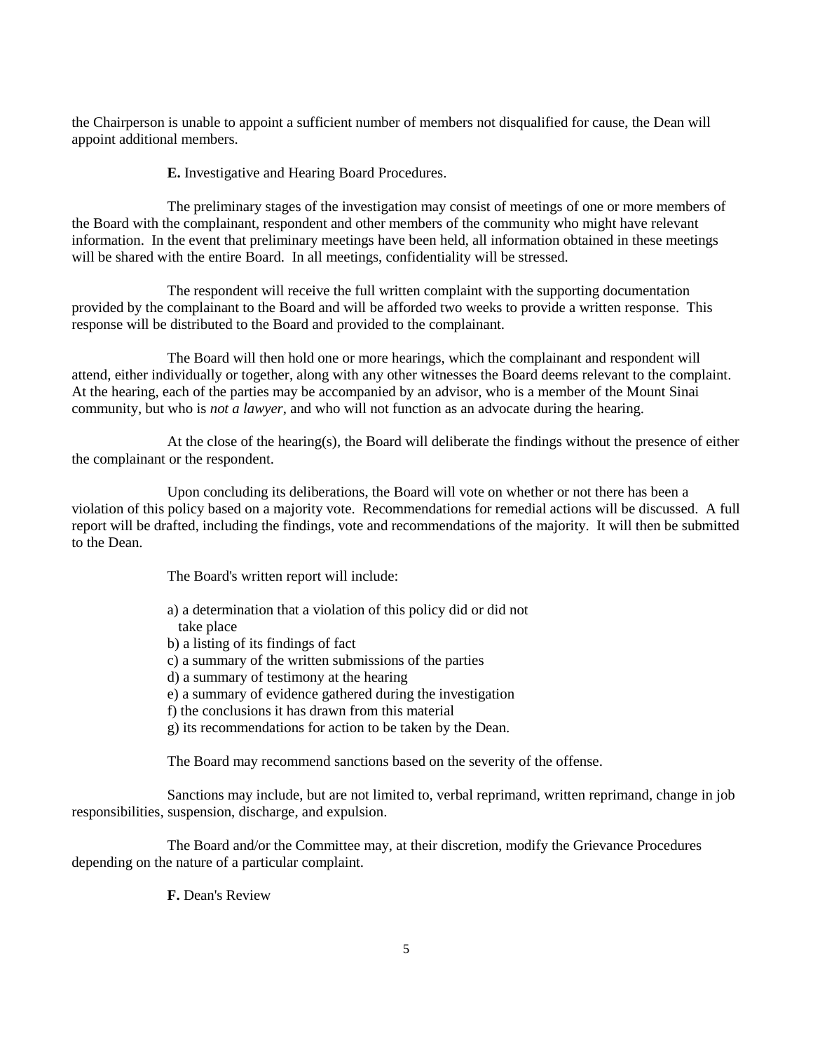the Chairperson is unable to appoint a sufficient number of members not disqualified for cause, the Dean will appoint additional members.

**E.** Investigative and Hearing Board Procedures.

The preliminary stages of the investigation may consist of meetings of one or more members of the Board with the complainant, respondent and other members of the community who might have relevant information. In the event that preliminary meetings have been held, all information obtained in these meetings will be shared with the entire Board. In all meetings, confidentiality will be stressed.

The respondent will receive the full written complaint with the supporting documentation provided by the complainant to the Board and will be afforded two weeks to provide a written response. This response will be distributed to the Board and provided to the complainant.

The Board will then hold one or more hearings, which the complainant and respondent will attend, either individually or together, along with any other witnesses the Board deems relevant to the complaint. At the hearing, each of the parties may be accompanied by an advisor, who is a member of the Mount Sinai community, but who is *not a lawyer*, and who will not function as an advocate during the hearing.

At the close of the hearing(s), the Board will deliberate the findings without the presence of either the complainant or the respondent.

Upon concluding its deliberations, the Board will vote on whether or not there has been a violation of this policy based on a majority vote. Recommendations for remedial actions will be discussed. A full report will be drafted, including the findings, vote and recommendations of the majority. It will then be submitted to the Dean.

The Board's written report will include:

a) a determination that a violation of this policy did or did not take place
b) a listing of its findings of fact
c) a summary of the written submissions of the parties
d) a summary of testimony at the hearing
e) a summary of evidence gathered during the investigation
f) the conclusions it has drawn from this material
g) its recommendations for action to be taken by the Dean.

The Board may recommend sanctions based on the severity of the offense.

Sanctions may include, but are not limited to, verbal reprimand, written reprimand, change in job responsibilities, suspension, discharge, and expulsion.

The Board and/or the Committee may, at their discretion, modify the Grievance Procedures depending on the nature of a particular complaint.

**F.** Dean's Review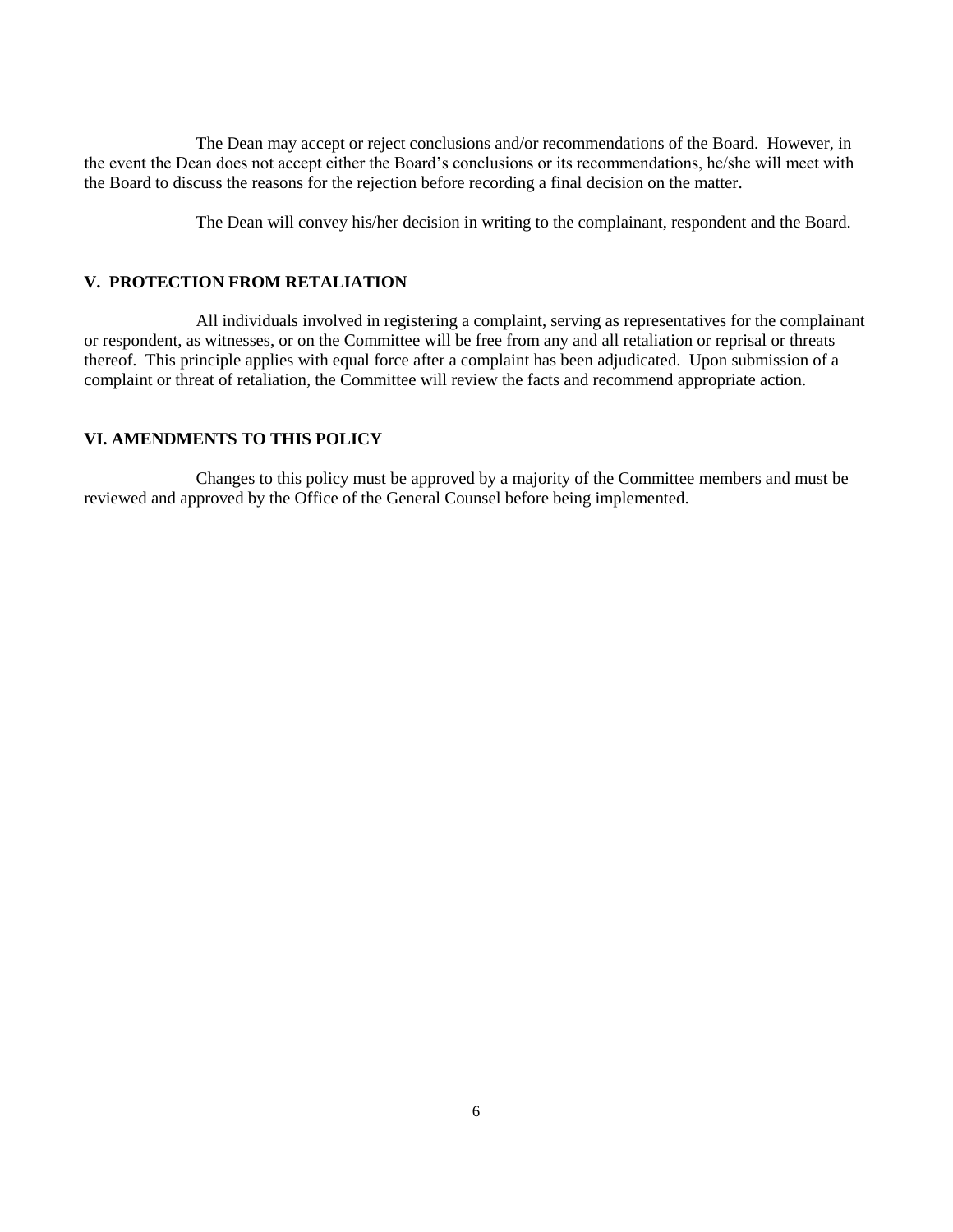The Dean may accept or reject conclusions and/or recommendations of the Board. However, in the event the Dean does not accept either the Board's conclusions or its recommendations, he/she will meet with the Board to discuss the reasons for the rejection before recording a final decision on the matter.

The Dean will convey his/her decision in writing to the complainant, respondent and the Board.

## V. PROTECTION FROM RETALIATION

All individuals involved in registering a complaint, serving as representatives for the complainant or respondent, as witnesses, or on the Committee will be free from any and all retaliation or reprisal or threats thereof. This principle applies with equal force after a complaint has been adjudicated. Upon submission of a complaint or threat of retaliation, the Committee will review the facts and recommend appropriate action.

## VI. AMENDMENTS TO THIS POLICY

Changes to this policy must be approved by a majority of the Committee members and must be reviewed and approved by the Office of the General Counsel before being implemented.